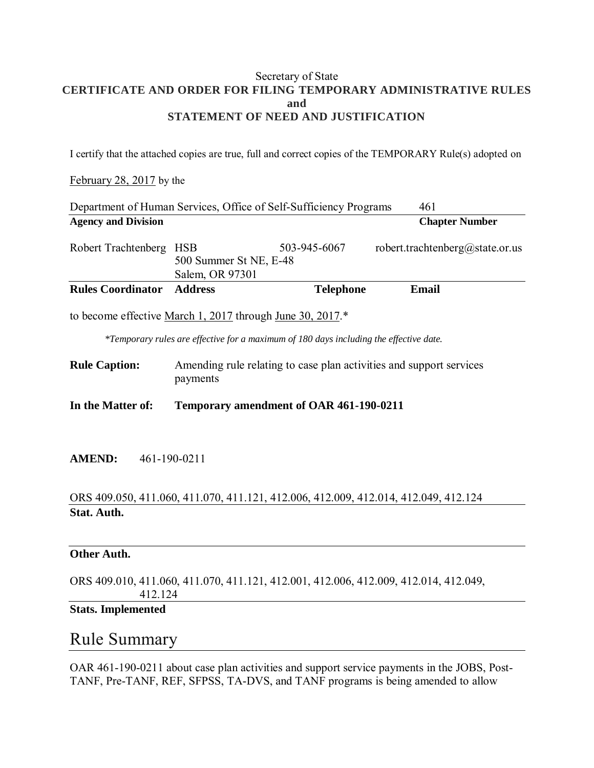Secretary of State

**CERTIFICATE AND ORDER FOR FILING TEMPORARY ADMINISTRATIVE RULES**
**and**
**STATEMENT OF NEED AND JUSTIFICATION**

I certify that the attached copies are true, full and correct copies of the TEMPORARY Rule(s) adopted on

February 28, 2017 by the

| | |
|---|---|
| Department of Human Services, Office of Self-Sufficiency Programs | 461 |
| **Agency and Division** | **Chapter Number** |

| | | | |
|---|---|---|---|
| Robert Trachtenberg | HSB<br>500 Summer St NE, E-48<br>Salem, OR 97301 | 503-945-6067 | robert.trachtenberg@state.or.us |
| **Rules Coordinator** | **Address** | **Telephone** | **Email** |

to become effective March 1, 2017 through June 30, 2017.*

*\*Temporary rules are effective for a maximum of 180 days including the effective date.*

**Rule Caption:** Amending rule relating to case plan activities and support services payments

**In the Matter of:** **Temporary amendment of OAR 461-190-0211**

**AMEND:** 461-190-0211

ORS 409.050, 411.060, 411.070, 411.121, 412.006, 412.009, 412.014, 412.049, 412.124
**Stat. Auth.**

**Other Auth.**

ORS 409.010, 411.060, 411.070, 411.121, 412.001, 412.006, 412.009, 412.014, 412.049, 412.124
**Stats. Implemented**

# Rule Summary

OAR 461-190-0211 about case plan activities and support service payments in the JOBS, Post-TANF, Pre-TANF, REF, SFPSS, TA-DVS, and TANF programs is being amended to allow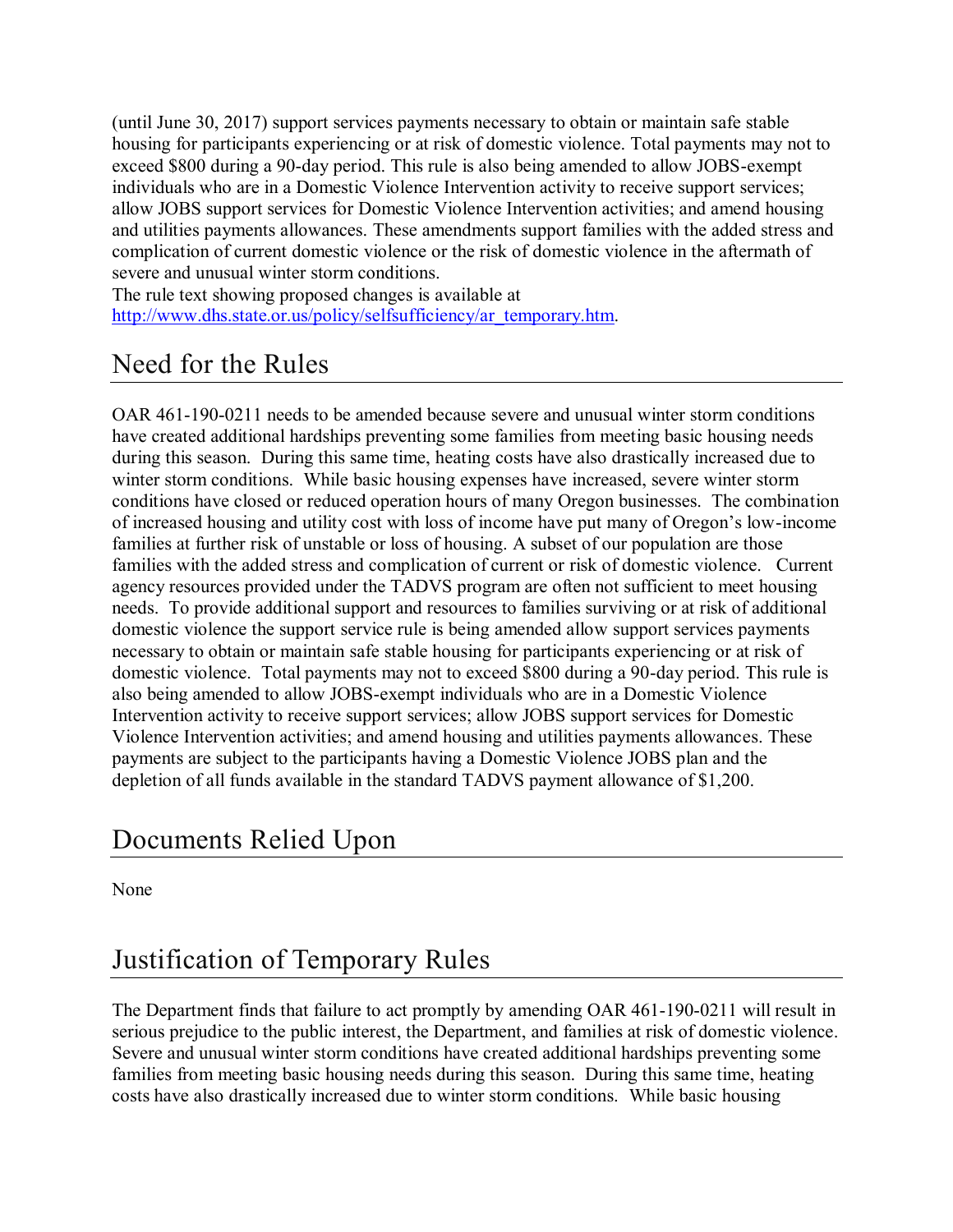(until June 30, 2017) support services payments necessary to obtain or maintain safe stable housing for participants experiencing or at risk of domestic violence. Total payments may not to exceed $800 during a 90-day period. This rule is also being amended to allow JOBS-exempt individuals who are in a Domestic Violence Intervention activity to receive support services; allow JOBS support services for Domestic Violence Intervention activities; and amend housing and utilities payments allowances. These amendments support families with the added stress and complication of current domestic violence or the risk of domestic violence in the aftermath of severe and unusual winter storm conditions.
The rule text showing proposed changes is available at [http://www.dhs.state.or.us/policy/selfsufficiency/ar_temporary.htm](http://www.dhs.state.or.us/policy/selfsufficiency/ar_temporary.htm).

## Need for the Rules

OAR 461-190-0211 needs to be amended because severe and unusual winter storm conditions have created additional hardships preventing some families from meeting basic housing needs during this season. During this same time, heating costs have also drastically increased due to winter storm conditions. While basic housing expenses have increased, severe winter storm conditions have closed or reduced operation hours of many Oregon businesses. The combination of increased housing and utility cost with loss of income have put many of Oregon's low-income families at further risk of unstable or loss of housing. A subset of our population are those families with the added stress and complication of current or risk of domestic violence. Current agency resources provided under the TADVS program are often not sufficient to meet housing needs. To provide additional support and resources to families surviving or at risk of additional domestic violence the support service rule is being amended allow support services payments necessary to obtain or maintain safe stable housing for participants experiencing or at risk of domestic violence. Total payments may not to exceed $800 during a 90-day period. This rule is also being amended to allow JOBS-exempt individuals who are in a Domestic Violence Intervention activity to receive support services; allow JOBS support services for Domestic Violence Intervention activities; and amend housing and utilities payments allowances. These payments are subject to the participants having a Domestic Violence JOBS plan and the depletion of all funds available in the standard TADVS payment allowance of $1,200.

## Documents Relied Upon

None

## Justification of Temporary Rules

The Department finds that failure to act promptly by amending OAR 461-190-0211 will result in serious prejudice to the public interest, the Department, and families at risk of domestic violence. Severe and unusual winter storm conditions have created additional hardships preventing some families from meeting basic housing needs during this season. During this same time, heating costs have also drastically increased due to winter storm conditions. While basic housing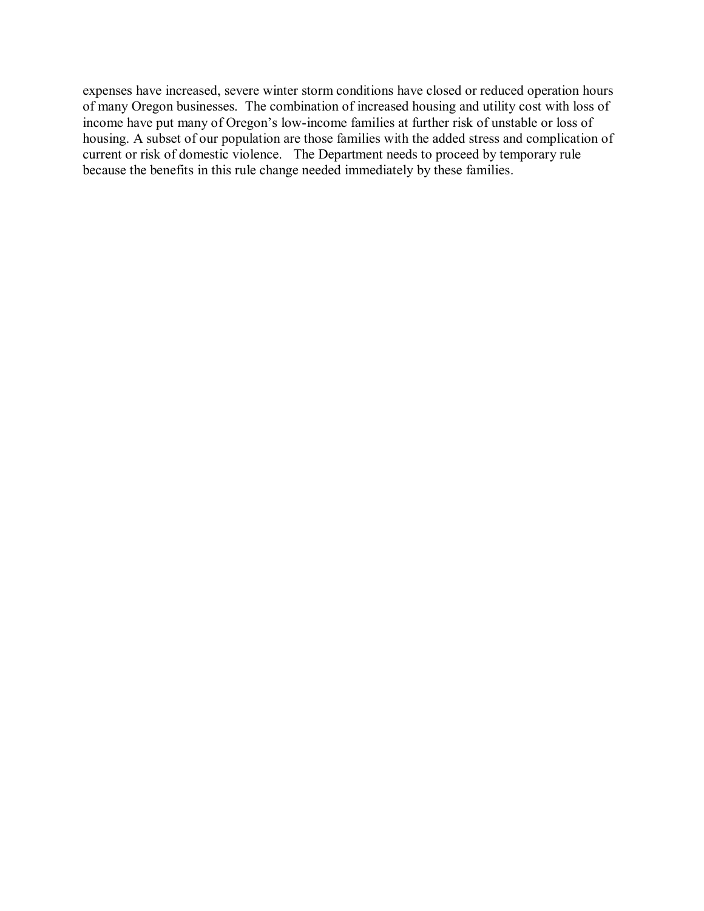expenses have increased, severe winter storm conditions have closed or reduced operation hours of many Oregon businesses. The combination of increased housing and utility cost with loss of income have put many of Oregon's low-income families at further risk of unstable or loss of housing. A subset of our population are those families with the added stress and complication of current or risk of domestic violence. The Department needs to proceed by temporary rule because the benefits in this rule change needed immediately by these families.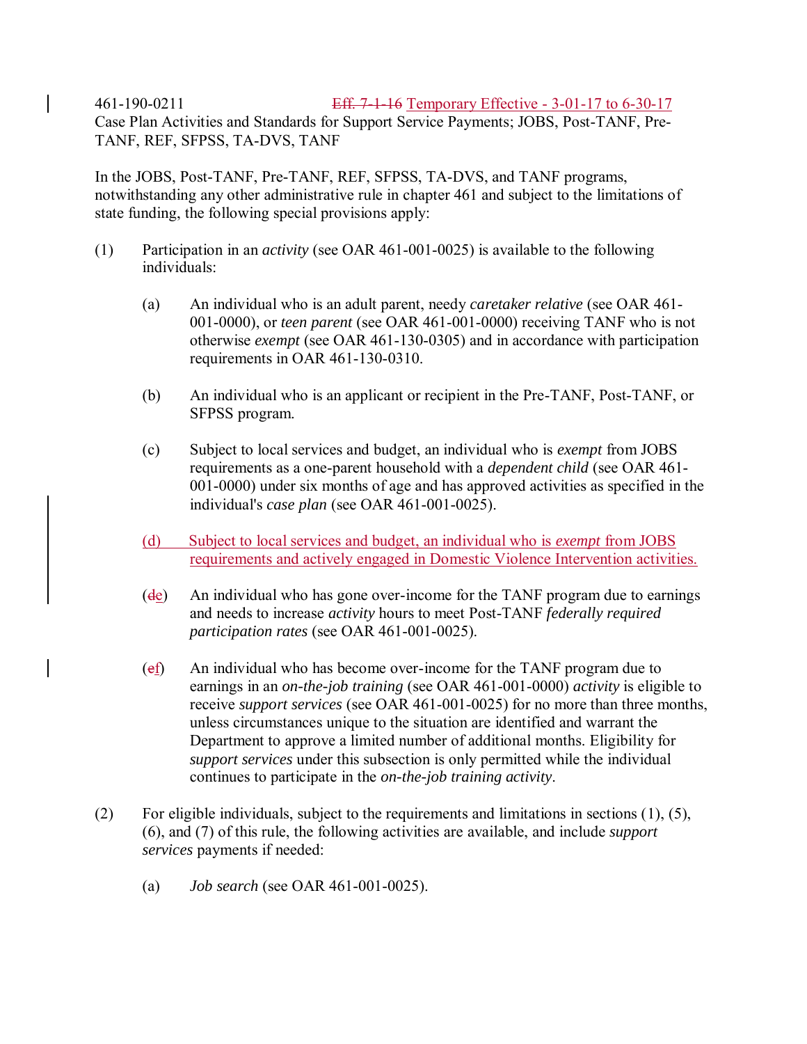461-190-0211 ~~Eff. 7-1-16~~ Temporary Effective - 3-01-17 to 6-30-17

Case Plan Activities and Standards for Support Service Payments; JOBS, Post-TANF, Pre-TANF, REF, SFPSS, TA-DVS, TANF

In the JOBS, Post-TANF, Pre-TANF, REF, SFPSS, TA-DVS, and TANF programs, notwithstanding any other administrative rule in chapter 461 and subject to the limitations of state funding, the following special provisions apply:

(1) Participation in an *activity* (see OAR 461-001-0025) is available to the following individuals:

(a) An individual who is an adult parent, needy *caretaker relative* (see OAR 461-001-0000), or *teen parent* (see OAR 461-001-0000) receiving TANF who is not otherwise *exempt* (see OAR 461-130-0305) and in accordance with participation requirements in OAR 461-130-0310.

(b) An individual who is an applicant or recipient in the Pre-TANF, Post-TANF, or SFPSS program.

(c) Subject to local services and budget, an individual who is *exempt* from JOBS requirements as a one-parent household with a *dependent child* (see OAR 461-001-0000) under six months of age and has approved activities as specified in the individual's *case plan* (see OAR 461-001-0025).

(d) Subject to local services and budget, an individual who is *exempt* from JOBS requirements and actively engaged in Domestic Violence Intervention activities.

(~~d~~e) An individual who has gone over-income for the TANF program due to earnings and needs to increase *activity* hours to meet Post-TANF *federally required participation rates* (see OAR 461-001-0025).

(~~e~~f) An individual who has become over-income for the TANF program due to earnings in an *on-the-job training* (see OAR 461-001-0000) *activity* is eligible to receive *support services* (see OAR 461-001-0025) for no more than three months, unless circumstances unique to the situation are identified and warrant the Department to approve a limited number of additional months. Eligibility for *support services* under this subsection is only permitted while the individual continues to participate in the *on-the-job training activity*.

(2) For eligible individuals, subject to the requirements and limitations in sections (1), (5), (6), and (7) of this rule, the following activities are available, and include *support services* payments if needed:

(a) *Job search* (see OAR 461-001-0025).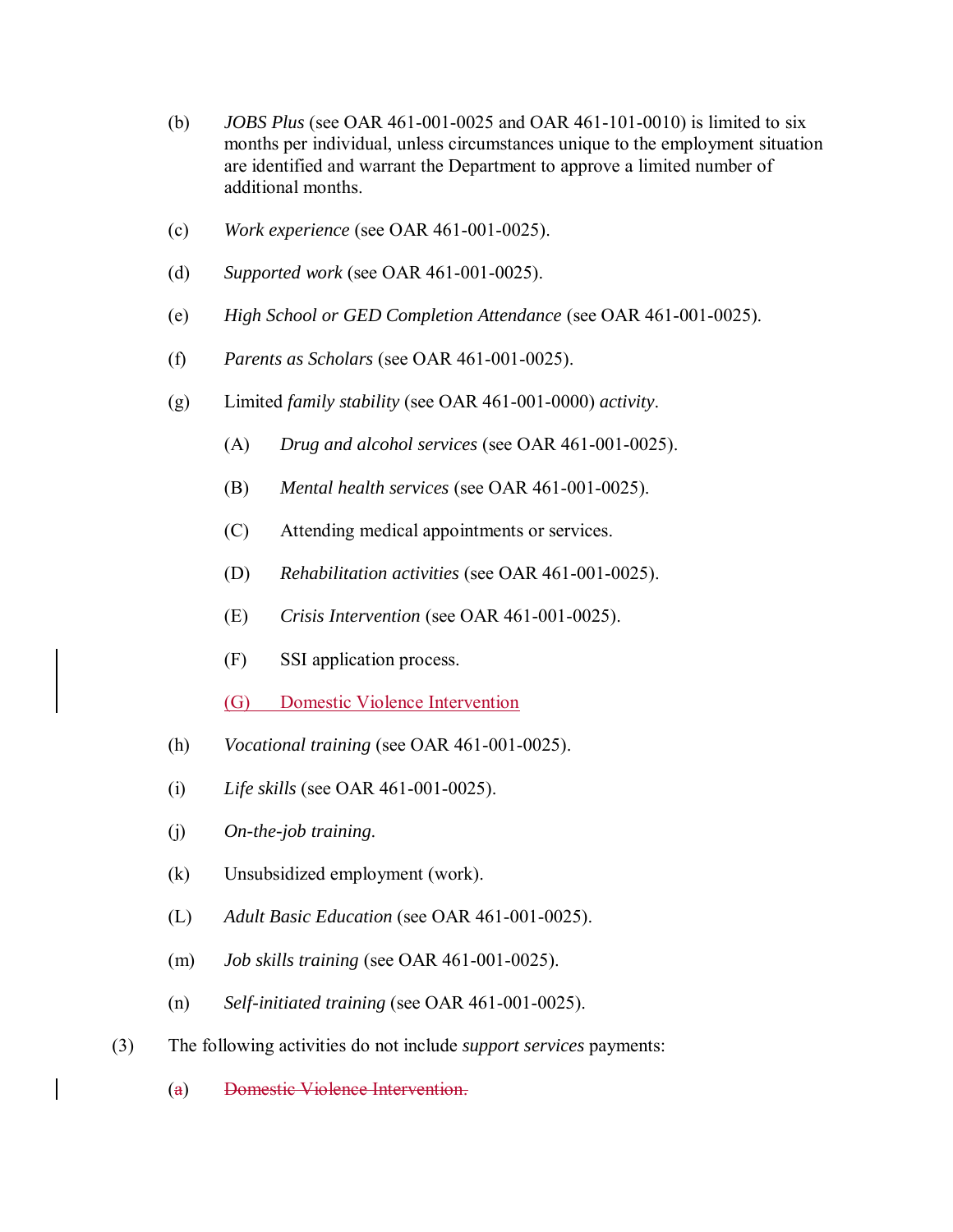(b) *JOBS Plus* (see OAR 461-001-0025 and OAR 461-101-0010) is limited to six months per individual, unless circumstances unique to the employment situation are identified and warrant the Department to approve a limited number of additional months.

(c) *Work experience* (see OAR 461-001-0025).

(d) *Supported work* (see OAR 461-001-0025).

(e) *High School or GED Completion Attendance* (see OAR 461-001-0025).

(f) *Parents as Scholars* (see OAR 461-001-0025).

(g) Limited *family stability* (see OAR 461-001-0000) *activity*.

(A) *Drug and alcohol services* (see OAR 461-001-0025).

(B) *Mental health services* (see OAR 461-001-0025).

(C) Attending medical appointments or services.

(D) *Rehabilitation activities* (see OAR 461-001-0025).

(E) *Crisis Intervention* (see OAR 461-001-0025).

(F) SSI application process.

(G) Domestic Violence Intervention

(h) *Vocational training* (see OAR 461-001-0025).

(i) *Life skills* (see OAR 461-001-0025).

(j) *On-the-job training.*

(k) Unsubsidized employment (work).

(L) *Adult Basic Education* (see OAR 461-001-0025).

(m) *Job skills training* (see OAR 461-001-0025).

(n) *Self-initiated training* (see OAR 461-001-0025).

(3) The following activities do not include *support services* payments:

(~~a~~) ~~Domestic Violence Intervention.~~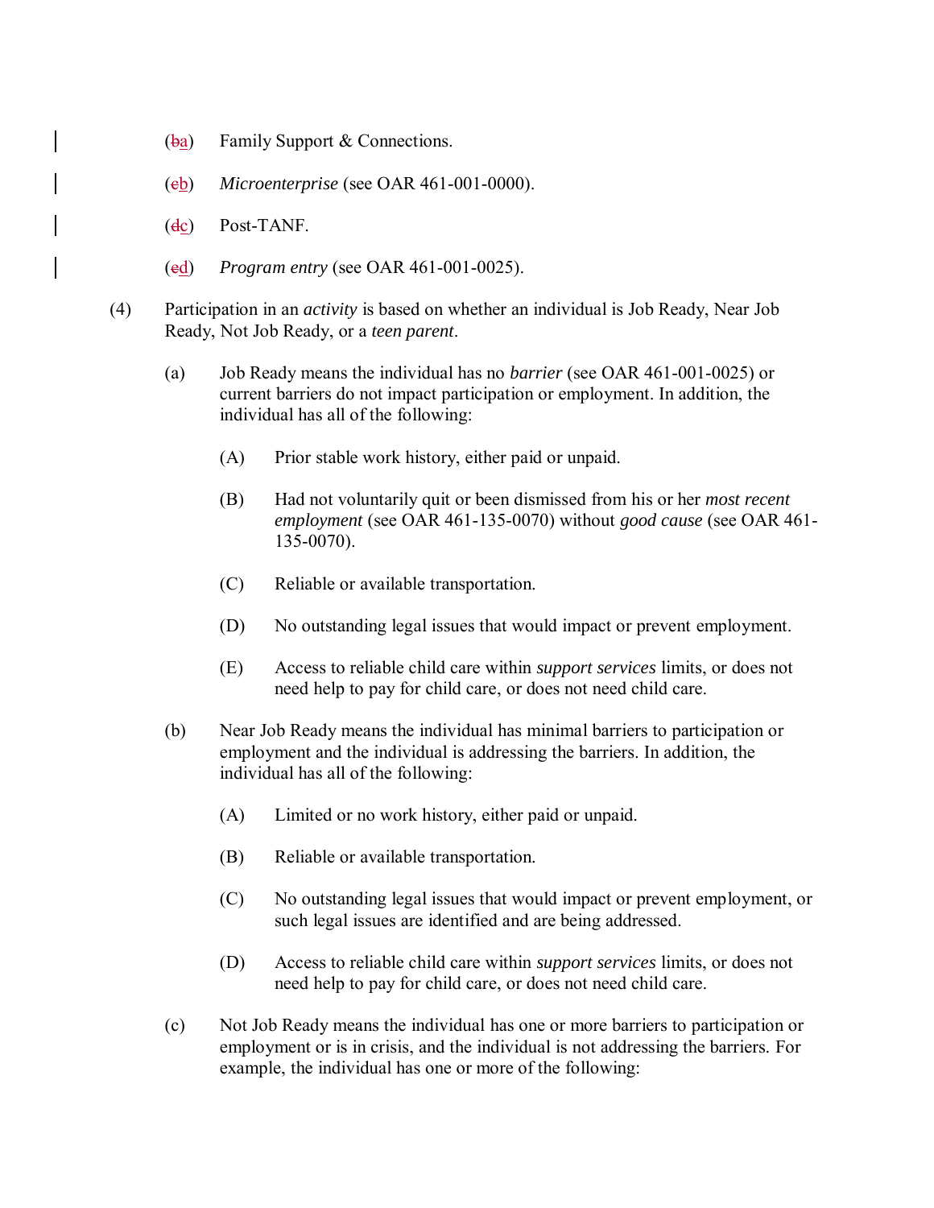(~~b~~a) Family Support & Connections.

(~~c~~b) *Microenterprise* (see OAR 461-001-0000).

(~~d~~c) Post-TANF.

(~~e~~d) *Program entry* (see OAR 461-001-0025).

(4) Participation in an *activity* is based on whether an individual is Job Ready, Near Job Ready, Not Job Ready, or a *teen parent*.

(a) Job Ready means the individual has no *barrier* (see OAR 461-001-0025) or current barriers do not impact participation or employment. In addition, the individual has all of the following:

(A) Prior stable work history, either paid or unpaid.

(B) Had not voluntarily quit or been dismissed from his or her *most recent employment* (see OAR 461-135-0070) without *good cause* (see OAR 461-135-0070).

(C) Reliable or available transportation.

(D) No outstanding legal issues that would impact or prevent employment.

(E) Access to reliable child care within *support services* limits, or does not need help to pay for child care, or does not need child care.

(b) Near Job Ready means the individual has minimal barriers to participation or employment and the individual is addressing the barriers. In addition, the individual has all of the following:

(A) Limited or no work history, either paid or unpaid.

(B) Reliable or available transportation.

(C) No outstanding legal issues that would impact or prevent employment, or such legal issues are identified and are being addressed.

(D) Access to reliable child care within *support services* limits, or does not need help to pay for child care, or does not need child care.

(c) Not Job Ready means the individual has one or more barriers to participation or employment or is in crisis, and the individual is not addressing the barriers. For example, the individual has one or more of the following: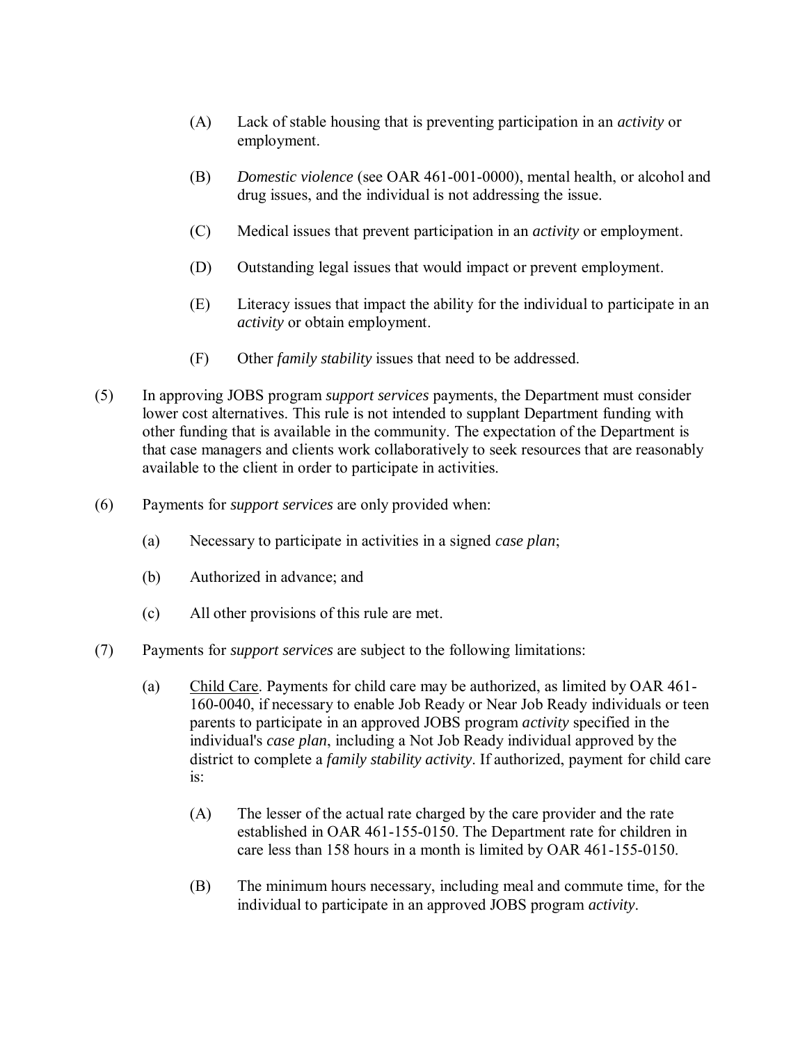(A) Lack of stable housing that is preventing participation in an *activity* or employment.

(B) *Domestic violence* (see OAR 461-001-0000), mental health, or alcohol and drug issues, and the individual is not addressing the issue.

(C) Medical issues that prevent participation in an *activity* or employment.

(D) Outstanding legal issues that would impact or prevent employment.

(E) Literacy issues that impact the ability for the individual to participate in an *activity* or obtain employment.

(F) Other *family stability* issues that need to be addressed.

(5) In approving JOBS program *support services* payments, the Department must consider lower cost alternatives. This rule is not intended to supplant Department funding with other funding that is available in the community. The expectation of the Department is that case managers and clients work collaboratively to seek resources that are reasonably available to the client in order to participate in activities.

(6) Payments for *support services* are only provided when:

(a) Necessary to participate in activities in a signed *case plan*;

(b) Authorized in advance; and

(c) All other provisions of this rule are met.

(7) Payments for *support services* are subject to the following limitations:

(a) Child Care. Payments for child care may be authorized, as limited by OAR 461-160-0040, if necessary to enable Job Ready or Near Job Ready individuals or teen parents to participate in an approved JOBS program *activity* specified in the individual's *case plan*, including a Not Job Ready individual approved by the district to complete a *family stability activity*. If authorized, payment for child care is:

(A) The lesser of the actual rate charged by the care provider and the rate established in OAR 461-155-0150. The Department rate for children in care less than 158 hours in a month is limited by OAR 461-155-0150.

(B) The minimum hours necessary, including meal and commute time, for the individual to participate in an approved JOBS program *activity*.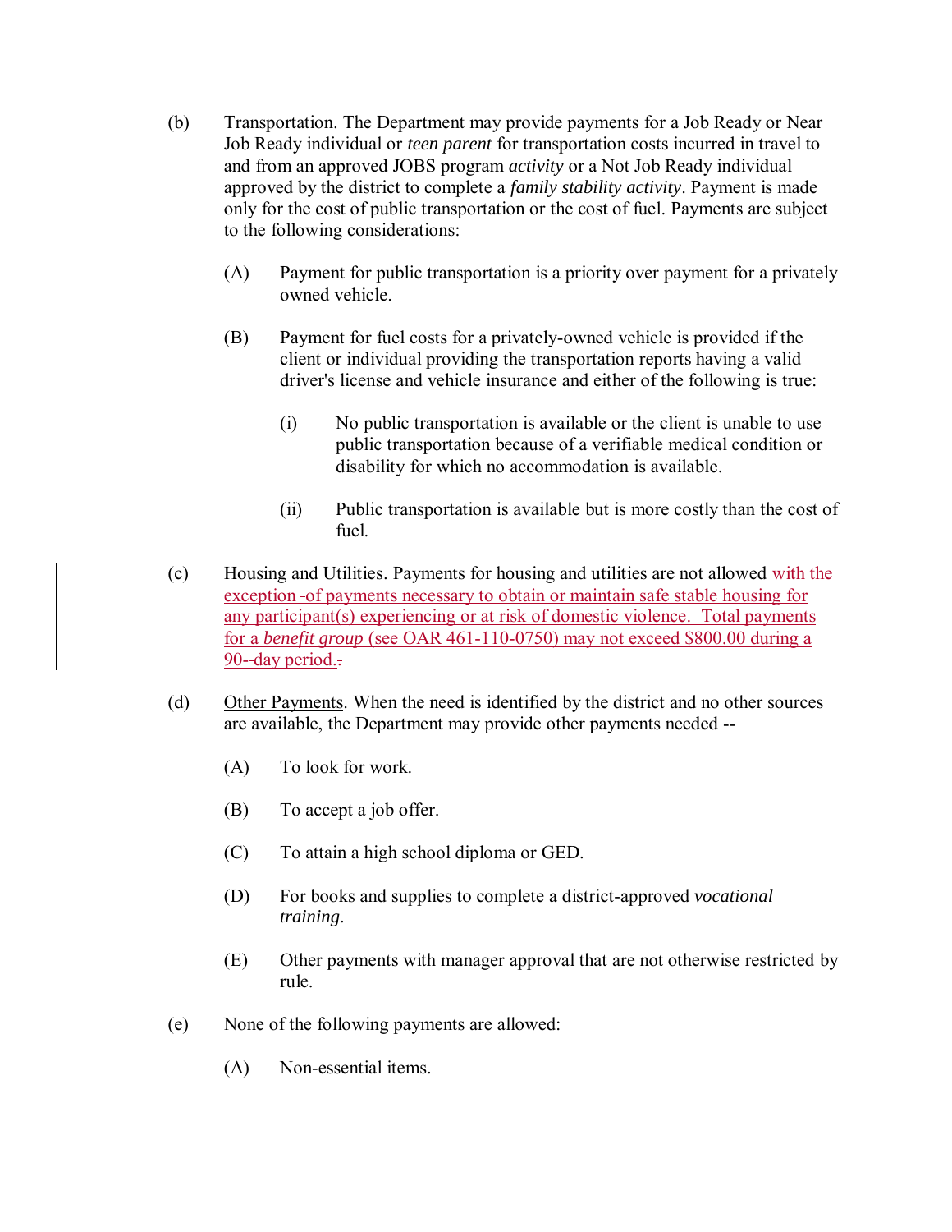(b) Transportation. The Department may provide payments for a Job Ready or Near Job Ready individual or *teen parent* for transportation costs incurred in travel to and from an approved JOBS program *activity* or a Not Job Ready individual approved by the district to complete a *family stability activity*. Payment is made only for the cost of public transportation or the cost of fuel. Payments are subject to the following considerations:

(A) Payment for public transportation is a priority over payment for a privately owned vehicle.

(B) Payment for fuel costs for a privately-owned vehicle is provided if the client or individual providing the transportation reports having a valid driver's license and vehicle insurance and either of the following is true:

(i) No public transportation is available or the client is unable to use public transportation because of a verifiable medical condition or disability for which no accommodation is available.

(ii) Public transportation is available but is more costly than the cost of fuel.

(c) Housing and Utilities. Payments for housing and utilities are not allowed with the exception -of payments necessary to obtain or maintain safe stable housing for any participant~~(s)~~ experiencing or at risk of domestic violence. Total payments for a *benefit group* (see OAR 461-110-0750) may not exceed $800.00 during a 90--day period.~~.~~

(d) Other Payments. When the need is identified by the district and no other sources are available, the Department may provide other payments needed --

(A) To look for work.

(B) To accept a job offer.

(C) To attain a high school diploma or GED.

(D) For books and supplies to complete a district-approved *vocational training*.

(E) Other payments with manager approval that are not otherwise restricted by rule.

(e) None of the following payments are allowed:

(A) Non-essential items.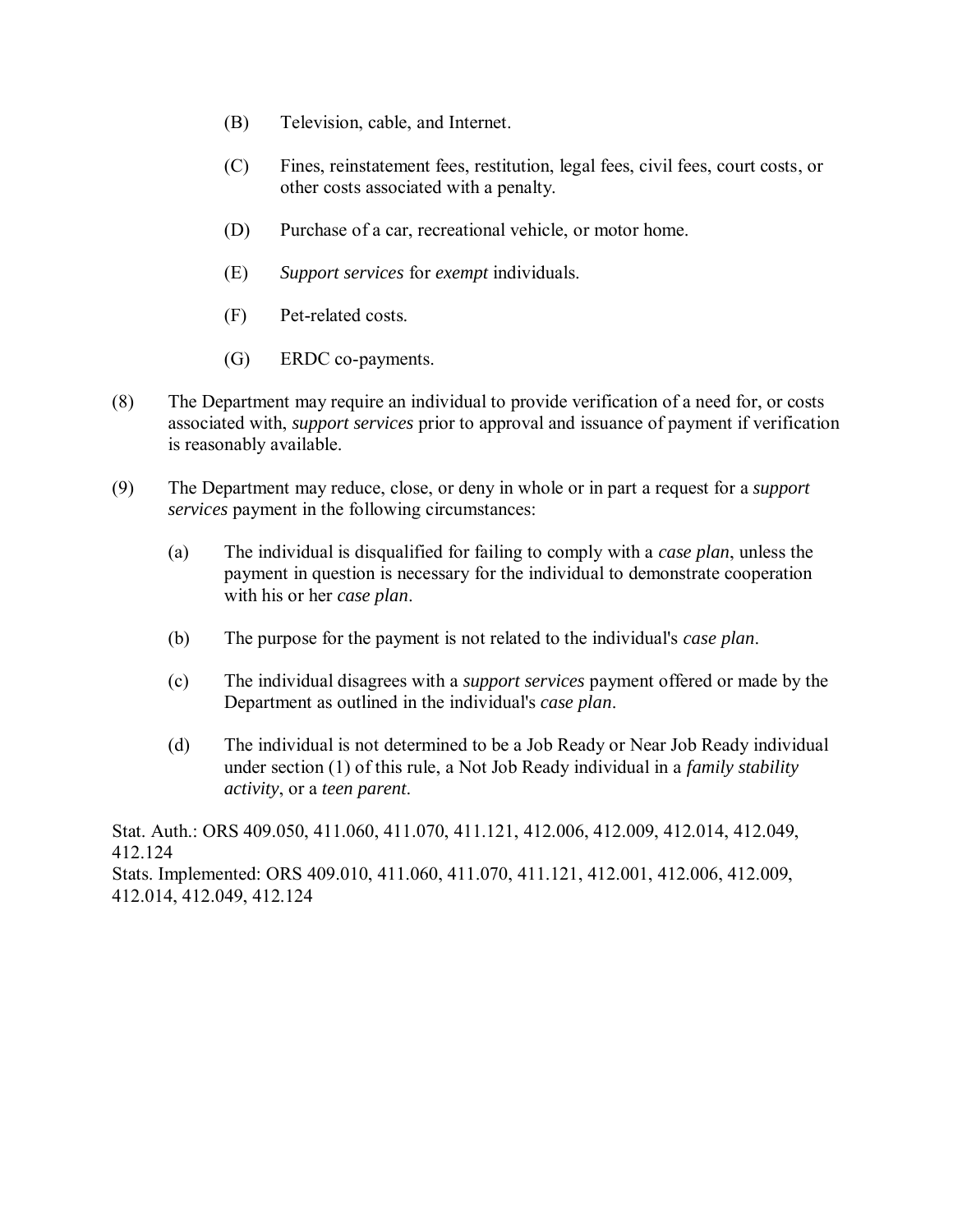(B) Television, cable, and Internet.

(C) Fines, reinstatement fees, restitution, legal fees, civil fees, court costs, or other costs associated with a penalty.

(D) Purchase of a car, recreational vehicle, or motor home.

(E) *Support services* for *exempt* individuals.

(F) Pet-related costs.

(G) ERDC co-payments.

(8) The Department may require an individual to provide verification of a need for, or costs associated with, *support services* prior to approval and issuance of payment if verification is reasonably available.

(9) The Department may reduce, close, or deny in whole or in part a request for a *support services* payment in the following circumstances:

(a) The individual is disqualified for failing to comply with a *case plan*, unless the payment in question is necessary for the individual to demonstrate cooperation with his or her *case plan*.

(b) The purpose for the payment is not related to the individual's *case plan*.

(c) The individual disagrees with a *support services* payment offered or made by the Department as outlined in the individual's *case plan*.

(d) The individual is not determined to be a Job Ready or Near Job Ready individual under section (1) of this rule, a Not Job Ready individual in a *family stability activity*, or a *teen parent*.

Stat. Auth.: ORS 409.050, 411.060, 411.070, 411.121, 412.006, 412.009, 412.014, 412.049, 412.124
Stats. Implemented: ORS 409.010, 411.060, 411.070, 411.121, 412.001, 412.006, 412.009, 412.014, 412.049, 412.124